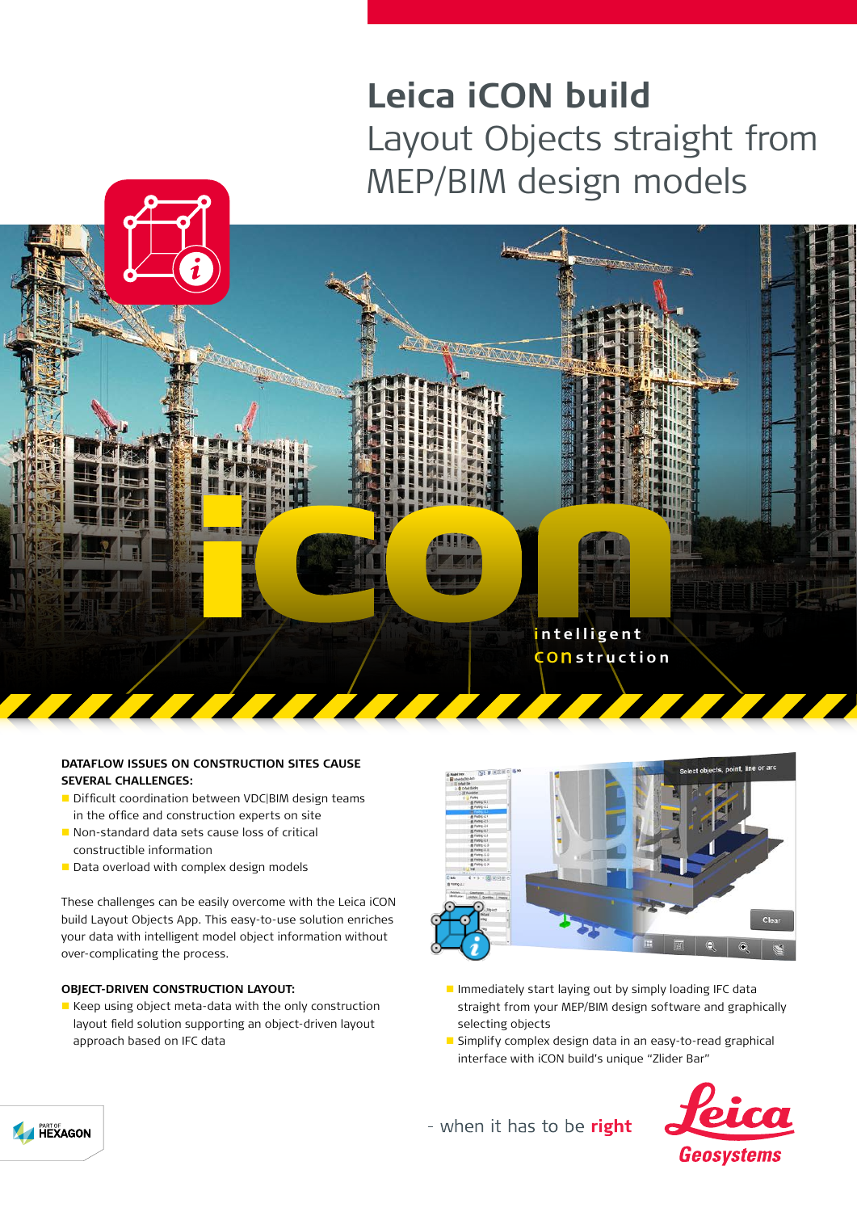# Leica iCON build

## Layout Objects straight from MEP/BIM design models

**DATAFLOW ISSUES ON CONSTRUCTION SITES CAUSE SEVERAL CHALLENGES:**

- Difficult coordination between VDC|BIM design teams in the office and construction experts on site
- Non-standard data sets cause loss of critical constructible information
- Data overload with complex design models

These challenges can be easily overcome with the Leica iCON build Layout Objects App. This easy-to-use solution enriches your data with intelligent model object information without over-complicating the process.

**OBJECT-DRIVEN CONSTRUCTION LAYOUT:**

- Keep using object meta-data with the only construction layout field solution supporting an object-driven layout approach based on IFC data
- Immediately start laying out by simply loading IFC data straight from your MEP/BIM design software and graphically selecting objects
- Simplify complex design data in an easy-to-read graphical interface with iCON build's unique "Zlider Bar"

- when it has to be **right**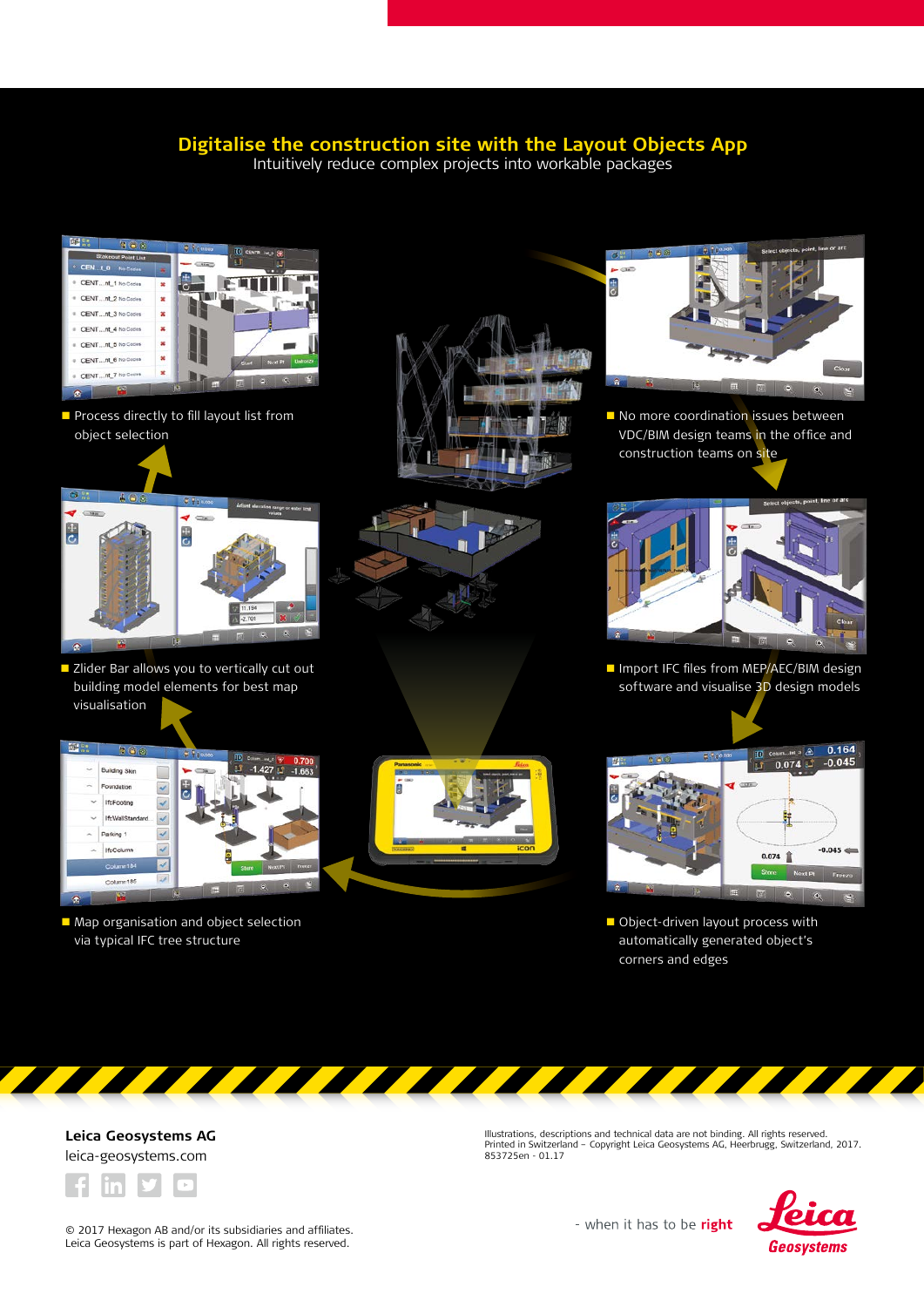## Digitalise the construction site with the Layout Objects App

Intuitively reduce complex projects into workable packages

- Process directly to fill layout list from object selection
- No more coordination issues between VDC/BIM design teams in the office and construction teams on site
- Zlider Bar allows you to vertically cut out building model elements for best map visualisation
- Import IFC files from MEP/AEC/BIM design software and visualise 3D design models
- Map organisation and object selection via typical IFC tree structure
- Object-driven layout process with automatically generated object's corners and edges

**Leica Geosystems AG**

leica-geosystems.com

Illustrations, descriptions and technical data are not binding. All rights reserved.
Printed in Switzerland – Copyright Leica Geosystems AG, Heerbrugg, Switzerland, 2017.
853725en - 01.17

© 2017 Hexagon AB and/or its subsidiaries and affiliates.
Leica Geosystems is part of Hexagon. All rights reserved.

- when it has to be **right**

Leica Geosystems